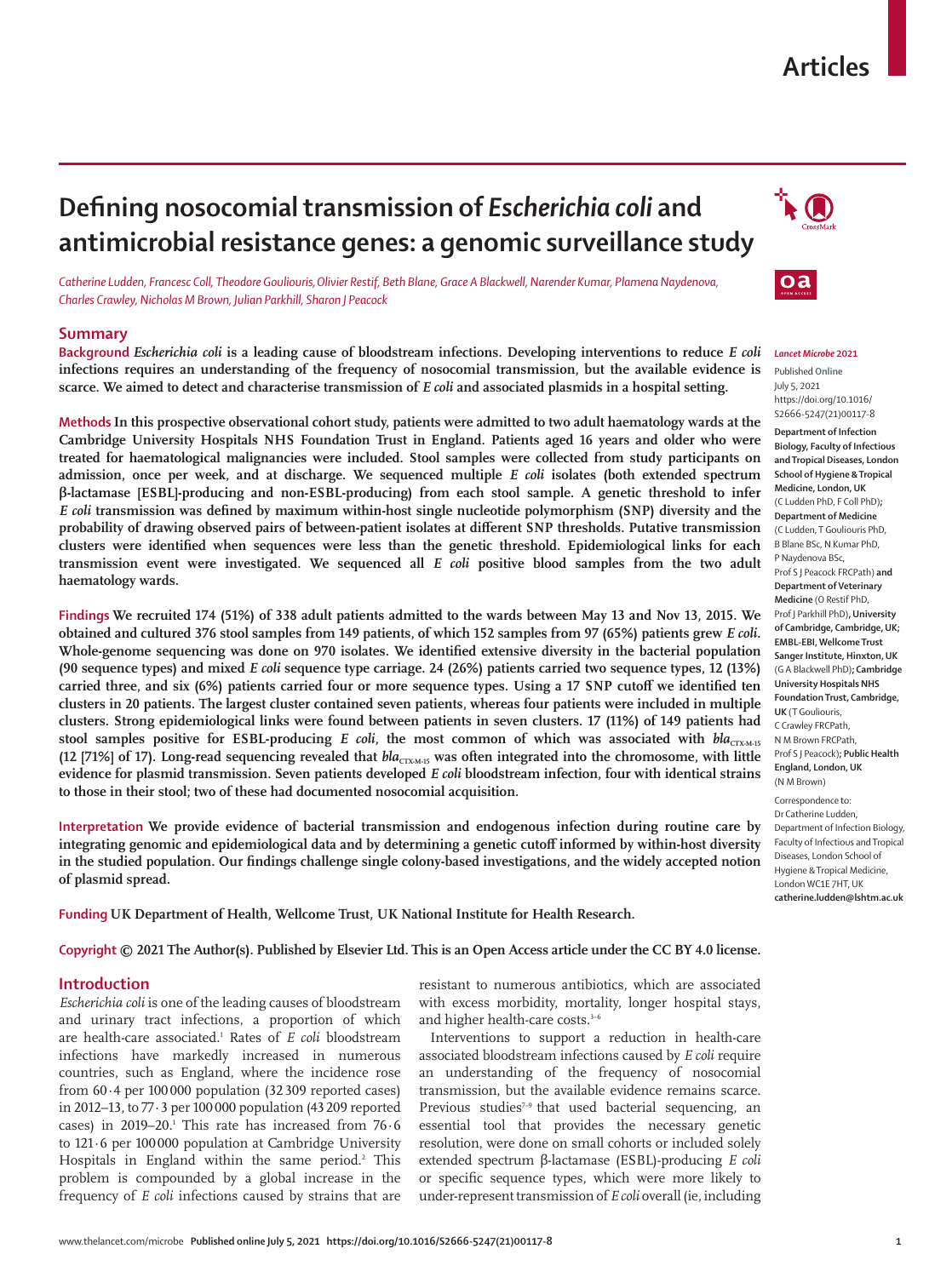# Defining nosocomial transmission of *Escherichia coli* and antimicrobial resistance genes: a genomic surveillance study

*Catherine Ludden, Francesc Coll, Theodore Gouliouris, Olivier Restif, Beth Blane, Grace A Blackwell, Narender Kumar, Plamena Naydenova, Charles Crawley, Nicholas M Brown, Julian Parkhill, Sharon J Peacock*

## Summary

**Background** ***Escherichia coli*** **is a leading cause of bloodstream infections. Developing interventions to reduce** ***E coli*** **infections requires an understanding of the frequency of nosocomial transmission, but the available evidence is scarce. We aimed to detect and characterise transmission of** ***E coli*** **and associated plasmids in a hospital setting.**

**Methods In this prospective observational cohort study, patients were admitted to two adult haematology wards at the Cambridge University Hospitals NHS Foundation Trust in England. Patients aged 16 years and older who were treated for haematological malignancies were included. Stool samples were collected from study participants on admission, once per week, and at discharge. We sequenced multiple** ***E coli*** **isolates (both extended spectrum β-lactamase [ESBL]-producing and non-ESBL-producing) from each stool sample. A genetic threshold to infer** ***E coli*** **transmission was defined by maximum within-host single nucleotide polymorphism (SNP) diversity and the probability of drawing observed pairs of between-patient isolates at different SNP thresholds. Putative transmission clusters were identified when sequences were less than the genetic threshold. Epidemiological links for each transmission event were investigated. We sequenced all** ***E coli*** **positive blood samples from the two adult haematology wards.**

**Findings We recruited 174 (51%) of 338 adult patients admitted to the wards between May 13 and Nov 13, 2015. We obtained and cultured 376 stool samples from 149 patients, of which 152 samples from 97 (65%) patients grew** ***E coli*****. Whole-genome sequencing was done on 970 isolates. We identified extensive diversity in the bacterial population (90 sequence types) and mixed** ***E coli*** **sequence type carriage. 24 (26%) patients carried two sequence types, 12 (13%) carried three, and six (6%) patients carried four or more sequence types. Using a 17 SNP cutoff we identified ten clusters in 20 patients. The largest cluster contained seven patients, whereas four patients were included in multiple clusters. Strong epidemiological links were found between patients in seven clusters. 17 (11%) of 149 patients had stool samples positive for ESBL-producing** ***E coli*****, the most common of which was associated with** ***bla*****$_{CTX\text{-}M\text{-}15}$ (12 [71%] of 17). Long-read sequencing revealed that** ***bla*****$_{CTX\text{-}M\text{-}15}$ was often integrated into the chromosome, with little evidence for plasmid transmission. Seven patients developed** ***E coli*** **bloodstream infection, four with identical strains to those in their stool; two of these had documented nosocomial acquisition.**

**Interpretation We provide evidence of bacterial transmission and endogenous infection during routine care by integrating genomic and epidemiological data and by determining a genetic cutoff informed by within-host diversity in the studied population. Our findings challenge single colony-based investigations, and the widely accepted notion of plasmid spread.**

**Funding UK Department of Health, Wellcome Trust, UK National Institute for Health Research.**

**Copyright © 2021 The Author(s). Published by Elsevier Ltd. This is an Open Access article under the CC BY 4.0 license.**

*Lancet Microbe* **2021**

Published **Online** July 5, 2021 https://doi.org/10.1016/S2666-5247(21)00117-8

**Department of Infection Biology, Faculty of Infectious and Tropical Diseases, London School of Hygiene & Tropical Medicine, London, UK** (C Ludden PhD, F Coll PhD)**; Department of Medicine** (C Ludden, T Gouliouris PhD, B Blane BSc, N Kumar PhD, P Naydenova BSc, Prof S J Peacock FRCPath) **and Department of Veterinary Medicine** (O Restif PhD, Prof J Parkhill PhD)**, University of Cambridge, Cambridge, UK; EMBL-EBI, Wellcome Trust Sanger Institute, Hinxton, UK** (G A Blackwell PhD)**; Cambridge University Hospitals NHS Foundation Trust, Cambridge, UK** (T Gouliouris, C Crawley FRCPath, N M Brown FRCPath, Prof S J Peacock)**; Public Health England, London, UK** (N M Brown)

Correspondence to: Dr Catherine Ludden, Department of Infection Biology, Faculty of Infectious and Tropical Diseases, London School of Hygiene & Tropical Medicine, London WC1E 7HT, UK **catherine.ludden@lshtm.ac.uk**

## Introduction

*Escherichia coli* is one of the leading causes of bloodstream and urinary tract infections, a proportion of which are health-care associated.[1] Rates of *E coli* bloodstream infections have markedly increased in numerous countries, such as England, where the incidence rose from 60·4 per 100 000 population (32 309 reported cases) in 2012–13, to 77·3 per 100 000 population (43 209 reported cases) in 2019–20.[1] This rate has increased from 76·6 to 121·6 per 100 000 population at Cambridge University Hospitals in England within the same period.[2] This problem is compounded by a global increase in the frequency of *E coli* infections caused by strains that are resistant to numerous antibiotics, which are associated with excess morbidity, mortality, longer hospital stays, and higher health-care costs.[3–6]

Interventions to support a reduction in health-care associated bloodstream infections caused by *E coli* require an understanding of the frequency of nosocomial transmission, but the available evidence remains scarce. Previous studies[7–9] that used bacterial sequencing, an essential tool that provides the necessary genetic resolution, were done on small cohorts or included solely extended spectrum β-lactamase (ESBL)-producing *E coli* or specific sequence types, which were more likely to under-represent transmission of *E coli* overall (ie, including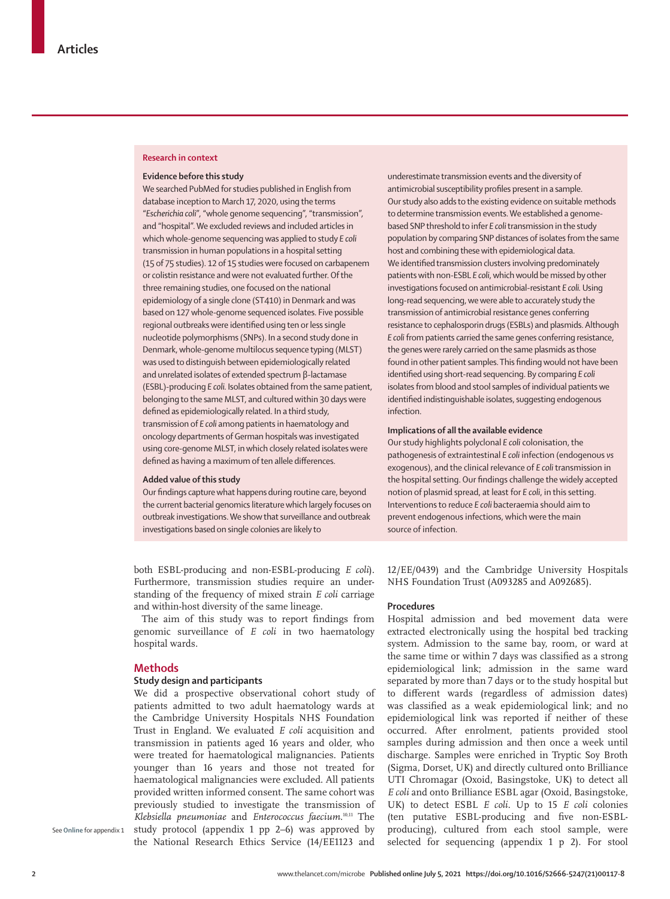## Research in context

### Evidence before this study

We searched PubMed for studies published in English from database inception to March 17, 2020, using the terms "*Escherichia coli*", "whole genome sequencing", "transmission", and "hospital". We excluded reviews and included articles in which whole-genome sequencing was applied to study *E coli* transmission in human populations in a hospital setting (15 of 75 studies). 12 of 15 studies were focused on carbapenem or colistin resistance and were not evaluated further. Of the three remaining studies, one focused on the national epidemiology of a single clone (ST410) in Denmark and was based on 127 whole-genome sequenced isolates. Five possible regional outbreaks were identified using ten or less single nucleotide polymorphisms (SNPs). In a second study done in Denmark, whole-genome multilocus sequence typing (MLST) was used to distinguish between epidemiologically related and unrelated isolates of extended spectrum β-lactamase (ESBL)-producing *E coli*. Isolates obtained from the same patient, belonging to the same MLST, and cultured within 30 days were defined as epidemiologically related. In a third study, transmission of *E coli* among patients in haematology and oncology departments of German hospitals was investigated using core-genome MLST, in which closely related isolates were defined as having a maximum of ten allele differences.

### Added value of this study

Our findings capture what happens during routine care, beyond the current bacterial genomics literature which largely focuses on outbreak investigations. We show that surveillance and outbreak investigations based on single colonies are likely to underestimate transmission events and the diversity of antimicrobial susceptibility profiles present in a sample. Our study also adds to the existing evidence on suitable methods to determine transmission events. We established a genome-based SNP threshold to infer *E coli* transmission in the study population by comparing SNP distances of isolates from the same host and combining these with epidemiological data. We identified transmission clusters involving predominately patients with non-ESBL *E coli*, which would be missed by other investigations focused on antimicrobial-resistant *E coli*. Using long-read sequencing, we were able to accurately study the transmission of antimicrobial resistance genes conferring resistance to cephalosporin drugs (ESBLs) and plasmids. Although *E coli* from patients carried the same genes conferring resistance, the genes were rarely carried on the same plasmids as those found in other patient samples. This finding would not have been identified using short-read sequencing. By comparing *E coli* isolates from blood and stool samples of individual patients we identified indistinguishable isolates, suggesting endogenous infection.

### Implications of all the available evidence

Our study highlights polyclonal *E coli* colonisation, the pathogenesis of extraintestinal *E coli* infection (endogenous *vs* exogenous), and the clinical relevance of *E coli* transmission in the hospital setting. Our findings challenge the widely accepted notion of plasmid spread, at least for *E coli*, in this setting. Interventions to reduce *E coli* bacteraemia should aim to prevent endogenous infections, which were the main source of infection.

both ESBL-producing and non-ESBL-producing *E coli*). Furthermore, transmission studies require an understanding of the frequency of mixed strain *E coli* carriage and within-host diversity of the same lineage.

The aim of this study was to report findings from genomic surveillance of *E coli* in two haematology hospital wards.

## Methods

### Study design and participants

We did a prospective observational cohort study of patients admitted to two adult haematology wards at the Cambridge University Hospitals NHS Foundation Trust in England. We evaluated *E coli* acquisition and transmission in patients aged 16 years and older, who were treated for haematological malignancies. Patients younger than 16 years and those not treated for haematological malignancies were excluded. All patients provided written informed consent. The same cohort was previously studied to investigate the transmission of *Klebsiella pneumoniae* and *Enterococcus faecium*.[10,11] The study protocol (appendix 1 pp 2–6) was approved by the National Research Ethics Service (14/EE1123 and 12/EE/0439) and the Cambridge University Hospitals NHS Foundation Trust (A093285 and A092685).

See Online for appendix 1

### Procedures

Hospital admission and bed movement data were extracted electronically using the hospital bed tracking system. Admission to the same bay, room, or ward at the same time or within 7 days was classified as a strong epidemiological link; admission in the same ward separated by more than 7 days or to the study hospital but to different wards (regardless of admission dates) was classified as a weak epidemiological link; and no epidemiological link was reported if neither of these occurred. After enrolment, patients provided stool samples during admission and then once a week until discharge. Samples were enriched in Tryptic Soy Broth (Sigma, Dorset, UK) and directly cultured onto Brilliance UTI Chromagar (Oxoid, Basingstoke, UK) to detect all *E coli* and onto Brilliance ESBL agar (Oxoid, Basingstoke, UK) to detect ESBL *E coli*. Up to 15 *E coli* colonies (ten putative ESBL-producing and five non-ESBL-producing), cultured from each stool sample, were selected for sequencing (appendix 1 p 2). For stool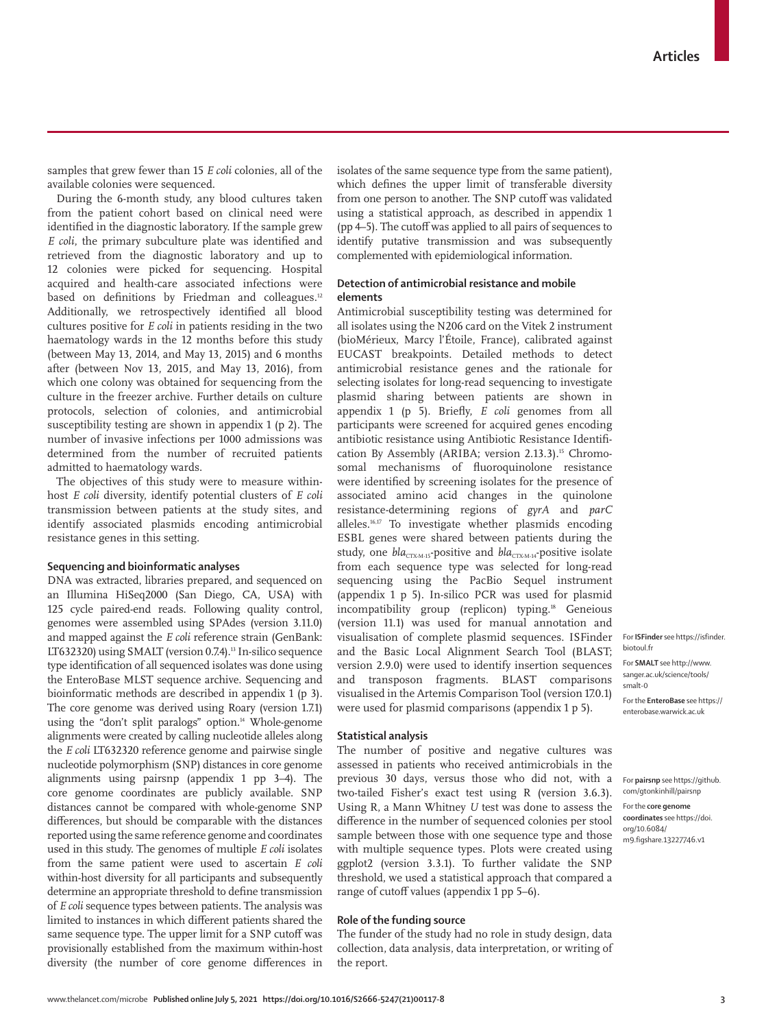samples that grew fewer than 15 *E coli* colonies, all of the available colonies were sequenced.

During the 6-month study, any blood cultures taken from the patient cohort based on clinical need were identified in the diagnostic laboratory. If the sample grew *E coli*, the primary subculture plate was identified and retrieved from the diagnostic laboratory and up to 12 colonies were picked for sequencing. Hospital acquired and health-care associated infections were based on definitions by Friedman and colleagues.[12] Additionally, we retrospectively identified all blood cultures positive for *E coli* in patients residing in the two haematology wards in the 12 months before this study (between May 13, 2014, and May 13, 2015) and 6 months after (between Nov 13, 2015, and May 13, 2016), from which one colony was obtained for sequencing from the culture in the freezer archive. Further details on culture protocols, selection of colonies, and antimicrobial susceptibility testing are shown in appendix 1 (p 2). The number of invasive infections per 1000 admissions was determined from the number of recruited patients admitted to haematology wards.

The objectives of this study were to measure within-host *E coli* diversity, identify potential clusters of *E coli* transmission between patients at the study sites, and identify associated plasmids encoding antimicrobial resistance genes in this setting.

## Sequencing and bioinformatic analyses

DNA was extracted, libraries prepared, and sequenced on an Illumina HiSeq2000 (San Diego, CA, USA) with 125 cycle paired-end reads. Following quality control, genomes were assembled using SPAdes (version 3.11.0) and mapped against the *E coli* reference strain (GenBank: LT632320) using SMALT (version 0.7.4).[13] In-silico sequence type identification of all sequenced isolates was done using the EnteroBase MLST sequence archive. Sequencing and bioinformatic methods are described in appendix 1 (p 3). The core genome was derived using Roary (version 1.7.1) using the "don't split paralogs" option.[14] Whole-genome alignments were created by calling nucleotide alleles along the *E coli* LT632320 reference genome and pairwise single nucleotide polymorphism (SNP) distances in core genome alignments using pairsnp (appendix 1 pp 3–4). The core genome coordinates are publicly available. SNP distances cannot be compared with whole-genome SNP differences, but should be comparable with the distances reported using the same reference genome and coordinates used in this study. The genomes of multiple *E coli* isolates from the same patient were used to ascertain *E coli* within-host diversity for all participants and subsequently determine an appropriate threshold to define transmission of *E coli* sequence types between patients. The analysis was limited to instances in which different patients shared the same sequence type. The upper limit for a SNP cutoff was provisionally established from the maximum within-host diversity (the number of core genome differences in isolates of the same sequence type from the same patient), which defines the upper limit of transferable diversity from one person to another. The SNP cutoff was validated using a statistical approach, as described in appendix 1 (pp 4–5). The cutoff was applied to all pairs of sequences to identify putative transmission and was subsequently complemented with epidemiological information.

## Detection of antimicrobial resistance and mobile elements

Antimicrobial susceptibility testing was determined for all isolates using the N206 card on the Vitek 2 instrument (bioMérieux, Marcy l'Étoile, France), calibrated against EUCAST breakpoints. Detailed methods to detect antimicrobial resistance genes and the rationale for selecting isolates for long-read sequencing to investigate plasmid sharing between patients are shown in appendix 1 (p 5). Briefly, *E coli* genomes from all participants were screened for acquired genes encoding antibiotic resistance using Antibiotic Resistance Identification By Assembly (ARIBA; version 2.13.3).[15] Chromosomal mechanisms of fluoroquinolone resistance were identified by screening isolates for the presence of associated amino acid changes in the quinolone resistance-determining regions of *gyrA* and *parC* alleles.[16,17] To investigate whether plasmids encoding ESBL genes were shared between patients during the study, one $bla_{CTX\text{-}M\text{-}15}$-positive and $bla_{CTX\text{-}M\text{-}14}$-positive isolate from each sequence type was selected for long-read sequencing using the PacBio Sequel instrument (appendix 1 p 5). In-silico PCR was used for plasmid incompatibility group (replicon) typing.[18] Geneious (version 11.1) was used for manual annotation and visualisation of complete plasmid sequences. ISFinder and the Basic Local Alignment Search Tool (BLAST; version 2.9.0) were used to identify insertion sequences and transposon fragments. BLAST comparisons visualised in the Artemis Comparison Tool (version 17.0.1) were used for plasmid comparisons (appendix 1 p 5).

## Statistical analysis

The number of positive and negative cultures was assessed in patients who received antimicrobials in the previous 30 days, versus those who did not, with a two-tailed Fisher's exact test using R (version 3.6.3). Using R, a Mann Whitney *U* test was done to assess the difference in the number of sequenced colonies per stool sample between those with one sequence type and those with multiple sequence types. Plots were created using ggplot2 (version 3.3.1). To further validate the SNP threshold, we used a statistical approach that compared a range of cutoff values (appendix 1 pp 5–6).

## Role of the funding source

The funder of the study had no role in study design, data collection, data analysis, data interpretation, or writing of the report.

For **ISFinder** see https://isfinder.biotoul.fr

For **SMALT** see http://www.sanger.ac.uk/science/tools/smalt-0

For the **EnteroBase** see https://enterobase.warwick.ac.uk

For **pairsnp** see https://github.com/gtonkinhill/pairsnp

For the **core genome coordinates** see https://doi.org/10.6084/m9.figshare.13227746.v1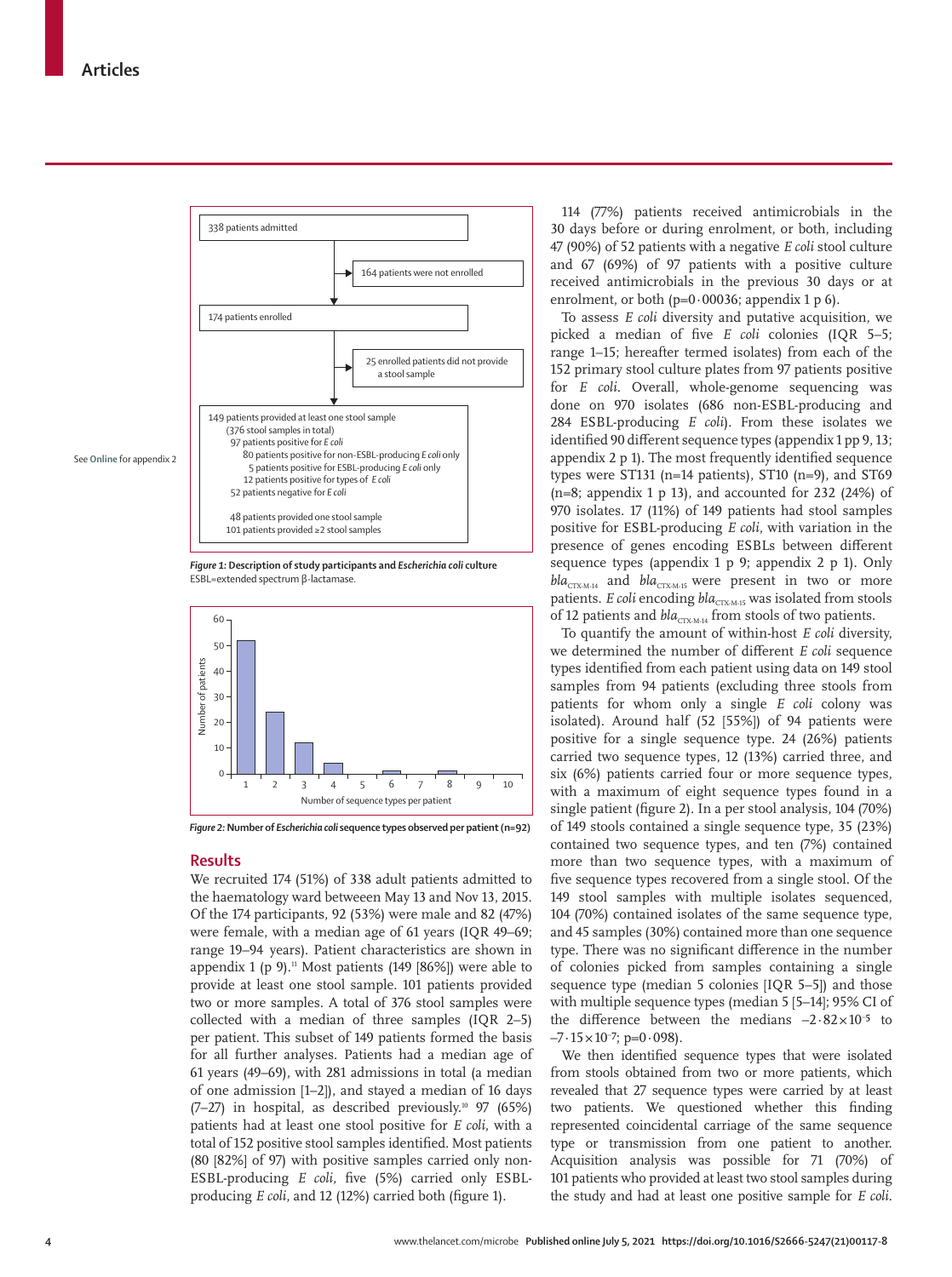338 patients admitted

164 patients were not enrolled

174 patients enrolled

25 enrolled patients did not provide a stool sample

149 patients provided at least one stool sample
(376 stool samples in total)
97 patients positive for *E coli*
80 patients positive for non-ESBL-producing *E coli* only
5 patients positive for ESBL-producing *E coli* only
12 patients positive for types of *E coli*
52 patients negative for *E coli*

48 patients provided one stool sample
101 patients provided ≥2 stool samples

**Figure 1: Description of study participants and *Escherichia coli* culture**
ESBL=extended spectrum β-lactamase.

See **Online** for appendix 2

**Figure 2: Number of *Escherichia coli* sequence types observed per patient (n=92)**

## Results

We recruited 174 (51%) of 338 adult patients admitted to the haematology ward betweeen May 13 and Nov 13, 2015. Of the 174 participants, 92 (53%) were male and 82 (47%) were female, with a median age of 61 years (IQR 49–69; range 19–94 years). Patient characteristics are shown in appendix 1 (p 9).[11] Most patients (149 [86%]) were able to provide at least one stool sample. 101 patients provided two or more samples. A total of 376 stool samples were collected with a median of three samples (IQR 2–5) per patient. This subset of 149 patients formed the basis for all further analyses. Patients had a median age of 61 years (49–69), with 281 admissions in total (a median of one admission [1–2]), and stayed a median of 16 days (7–27) in hospital, as described previously.[10] 97 (65%) patients had at least one stool positive for *E coli*, with a total of 152 positive stool samples identified. Most patients (80 [82%] of 97) with positive samples carried only non-ESBL-producing *E coli*, five (5%) carried only ESBL-producing *E coli*, and 12 (12%) carried both (figure 1).

114 (77%) patients received antimicrobials in the 30 days before or during enrolment, or both, including 47 (90%) of 52 patients with a negative *E coli* stool culture and 67 (69%) of 97 patients with a positive stool culture received antimicrobials in the previous 30 days or at enrolment, or both (p=0·00036; appendix 1 p 6).

To assess *E coli* diversity and putative acquisition, we picked a median of five *E coli* colonies (IQR 5–5; range 1–15; hereafter termed isolates) from each of the 152 primary stool culture plates from 97 patients positive for *E coli*. Overall, whole-genome sequencing was done on 970 isolates (686 non-ESBL-producing and 284 ESBL-producing *E coli*). From these isolates we identified 90 different sequence types (appendix 1 pp 9, 13; appendix 2 p 1). The most frequently identified sequence types were ST131 (n=14 patients), ST10 (n=9), and ST69 (n=8; appendix 1 p 13), and accounted for 232 (24%) of 970 isolates. 17 (11%) of 149 patients had stool samples positive for ESBL-producing *E coli*, with variation in the presence of genes encoding ESBLs between different sequence types (appendix 1 p 9; appendix 2 p 1). Only $bla_{CTX\text{-}M\text{-}14}$ and $bla_{CTX\text{-}M\text{-}15}$ were present in two or more patients. *E coli* encoding $bla_{CTX\text{-}M\text{-}15}$ was isolated from stools of 12 patients and $bla_{CTX\text{-}M\text{-}14}$ from stools of two patients.

To quantify the amount of within-host *E coli* diversity, we determined the number of different *E coli* sequence types identified from each patient using data on 149 stool samples from 94 patients (excluding three stools from patients for whom only a single *E coli* colony was isolated). Around half (52 [55%]) of 94 patients were positive for a single sequence type. 24 (26%) patients carried two sequence types, 12 (13%) carried three, and six (6%) patients carried four or more sequence types, with a maximum of eight sequence types found in a single patient (figure 2). In a per stool analysis, 104 (70%) of 149 stools contained a single sequence type, 35 (23%) contained two sequence types, and ten (7%) contained more than two sequence types, with a maximum of five sequence types recovered from a single stool. Of the 149 stool samples with multiple isolates sequenced, 104 (70%) contained isolates of the same sequence type, and 45 samples (30%) contained more than one sequence type. There was no significant difference in the number of colonies picked from samples containing a single sequence type (median 5 colonies [IQR 5–5]) and those with multiple sequence types (median 5 [5–14]; 95% CI of the difference between the medians $-2·82\times10^{-5}$ to $-7·15\times10^{-7}$; p=0·098).

We then identified sequence types that were isolated from stools obtained from two or more patients, which revealed that 27 sequence types were carried by at least two patients. We questioned whether this finding represented coincidental carriage of the same sequence type or transmission from one patient to another. Acquisition analysis was possible for 71 (70%) of 101 patients who provided at least two stool samples during the study and had at least one positive sample for *E coli*.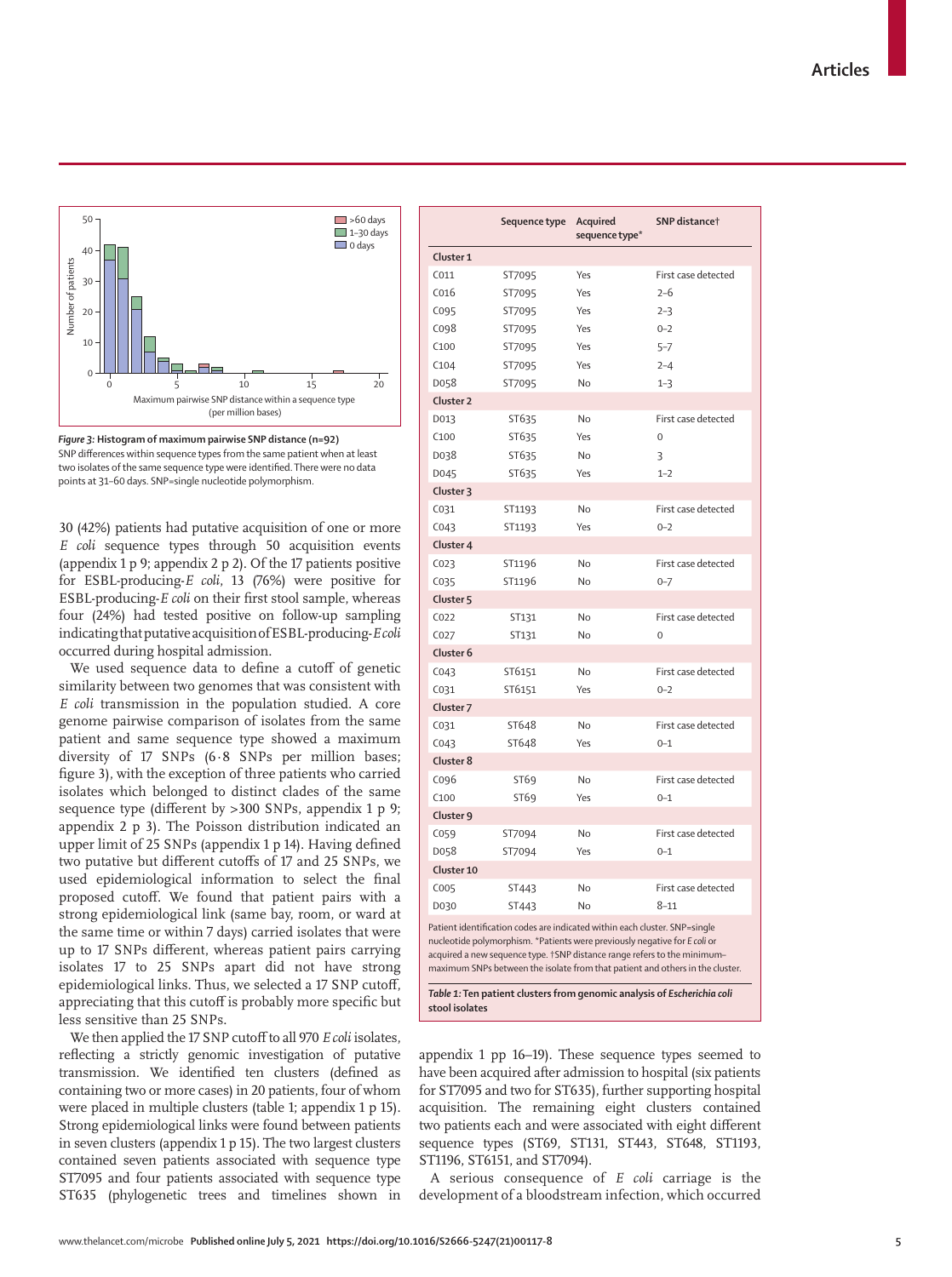*Figure 3:* **Histogram of maximum pairwise SNP distance (n=92)**
SNP differences within sequence types from the same patient when at least two isolates of the same sequence type were identified. There were no data points at 31–60 days. SNP=single nucleotide polymorphism.

30 (42%) patients had putative acquisition of one or more *E coli* sequence types through 50 acquisition events (appendix 1 p 9; appendix 2 p 2). Of the 17 patients positive for ESBL-producing-*E coli*, 13 (76%) were positive for ESBL-producing-*E coli* on their first stool sample, whereas four (24%) had tested positive on follow-up sampling indicating that putative acquisition of ESBL-producing-*E coli* occurred during hospital admission.

We used sequence data to define a cutoff of genetic similarity between two genomes that was consistent with *E coli* transmission in the population studied. A core genome pairwise comparison of isolates from the same patient and same sequence type showed a maximum diversity of 17 SNPs (6·8 SNPs per million bases; figure 3), with the exception of three patients who carried isolates which belonged to distinct clades of the same sequence type (different by >300 SNPs, appendix 1 p 9; appendix 2 p 3). The Poisson distribution indicated an upper limit of 25 SNPs (appendix 1 p 14). Having defined two putative but different cutoffs of 17 and 25 SNPs, we used epidemiological information to select the final proposed cutoff. We found that patient pairs with a strong epidemiological link (same bay, room, or ward at the same time or within 7 days) carried isolates that were up to 17 SNPs different, whereas patient pairs carrying isolates 17 to 25 SNPs apart did not have strong epidemiological links. Thus, we selected a 17 SNP cutoff, appreciating that this cutoff is probably more specific but less sensitive than 25 SNPs.

We then applied the 17 SNP cutoff to all 970 *E coli* isolates, reflecting a strictly genomic investigation of putative transmission. We identified ten clusters (defined as containing two or more cases) in 20 patients, four of whom were placed in multiple clusters (table 1; appendix 1 p 15). Strong epidemiological links were found between patients in seven clusters (appendix 1 p 15). The two largest clusters contained seven patients associated with sequence type ST7095 and four patients associated with sequence type ST635 (phylogenetic trees and timelines shown in appendix 1 pp 16–19). These sequence types seemed to have been acquired after admission to hospital (six patients for ST7095 and two for ST635), further supporting hospital acquisition. The remaining eight clusters contained two patients each and were associated with eight different sequence types (ST69, ST131, ST443, ST648, ST1193, ST1196, ST6151, and ST7094).

|  | Sequence type | Acquired sequence type* | SNP distance† |
|---|---|---|---|
| **Cluster 1** | | | |
| C011 | ST7095 | Yes | First case detected |
| C016 | ST7095 | Yes | 2–6 |
| C095 | ST7095 | Yes | 2–3 |
| C098 | ST7095 | Yes | 0–2 |
| C100 | ST7095 | Yes | 5–7 |
| C104 | ST7095 | Yes | 2–4 |
| D058 | ST7095 | No | 1–3 |
| **Cluster 2** | | | |
| D013 | ST635 | No | First case detected |
| C100 | ST635 | Yes | 0 |
| D038 | ST635 | No | 3 |
| D045 | ST635 | Yes | 1–2 |
| **Cluster 3** | | | |
| C031 | ST1193 | No | First case detected |
| C043 | ST1193 | Yes | 0–2 |
| **Cluster 4** | | | |
| C023 | ST1196 | No | First case detected |
| C035 | ST1196 | No | 0–7 |
| **Cluster 5** | | | |
| C022 | ST131 | No | First case detected |
| C027 | ST131 | No | 0 |
| **Cluster 6** | | | |
| C043 | ST6151 | No | First case detected |
| C031 | ST6151 | Yes | 0–2 |
| **Cluster 7** | | | |
| C031 | ST648 | No | First case detected |
| C043 | ST648 | Yes | 0–1 |
| **Cluster 8** | | | |
| C096 | ST69 | No | First case detected |
| C100 | ST69 | Yes | 0–1 |
| **Cluster 9** | | | |
| C059 | ST7094 | No | First case detected |
| D058 | ST7094 | Yes | 0–1 |
| **Cluster 10** | | | |
| C005 | ST443 | No | First case detected |
| D030 | ST443 | No | 8–11 |

Patient identification codes are indicated within each cluster. SNP=single nucleotide polymorphism. *Patients were previously negative for *E coli* or acquired a new sequence type. †SNP distance range refers to the minimum–maximum SNPs between the isolate from that patient and others in the cluster.

*Table 1:* **Ten patient clusters from genomic analysis of *Escherichia coli* stool isolates**

A serious consequence of *E coli* carriage is the development of a bloodstream infection, which occurred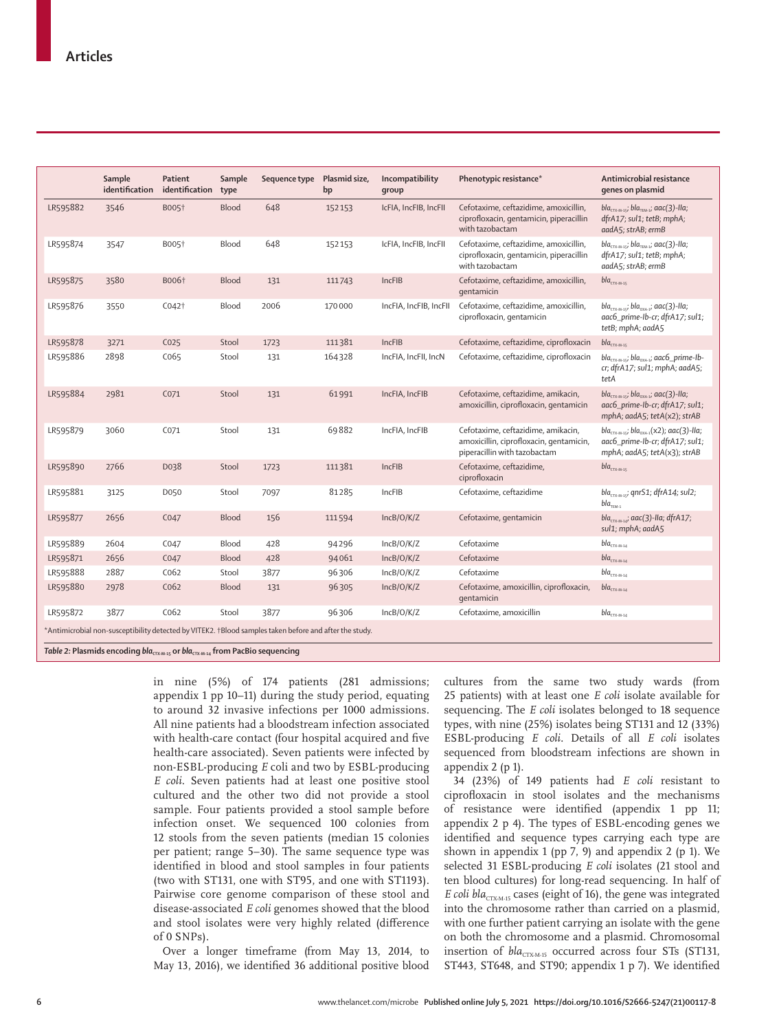|  | Sample identification | Patient identification | Sample type | Sequence type | Plasmid size, bp | Incompatibility group | Phenotypic resistance* | Antimicrobial resistance genes on plasmid |
|---|---|---|---|---|---|---|---|---|
| LR595882 | 3546 | B005† | Blood | 648 | 152153 | IcFIA, IncFIB, IncFII | Cefotaxime, ceftazidime, amoxicillin, ciprofloxacin, gentamicin, piperacillin with tazobactam | *bla*$_{CTX-M-15}$; *bla*$_{TEM-1}$; *aac(3)-IIa*; *dfrA17*; *sul1*; *tetB*; *mphA*; *aadA5*; *strAB*; *ermB* |
| LR595874 | 3547 | B005† | Blood | 648 | 152153 | IcFIA, IncFIB, IncFII | Cefotaxime, ceftazidime, amoxicillin, ciprofloxacin, gentamicin, piperacillin with tazobactam | *bla*$_{CTX-M-15}$; *bla*$_{TEM-1}$; *aac(3)-IIa*; *dfrA17*; *sul1*; *tetB*; *mphA*; *aadA5*; *strAB*; *ermB* |
| LR595875 | 3580 | B006† | Blood | 131 | 111743 | IncFIB | Cefotaxime, ceftazidime, amoxicillin, gentamicin | *bla*$_{CTX-M-15}$ |
| LR595876 | 3550 | C042† | Blood | 2006 | 170000 | IncFIA, IncFIB, IncFII | Cefotaxime, ceftazidime, amoxicillin, ciprofloxacin, gentamicin | *bla*$_{CTX-M-15}$; *bla*$_{OXA-1}$; *aac(3)-IIa*; *aac6_prime-Ib-cr*; *dfrA17*; *sul1*; *tetB*; *mphA*; *aadA5* |
| LR595878 | 3271 | C025 | Stool | 1723 | 111381 | IncFIB | Cefotaxime, ceftazidime, ciprofloxacin | *bla*$_{CTX-M-15}$ |
| LR595886 | 2898 | C065 | Stool | 131 | 164328 | IncFIA, IncFII, IncN | Cefotaxime, ceftazidime, ciprofloxacin | *bla*$_{CTX-M-15}$; *bla*$_{TEM-1}$; *aac6_prime-Ib-cr*; *dfrA17*; *sul1*; *mphA*; *aadA5*; *tetA* |
| LR595884 | 2981 | C071 | Stool | 131 | 61991 | IncFIA, IncFIB | Cefotaxime, ceftazidime, amikacin, amoxicillin, ciprofloxacin, gentamicin | *bla*$_{CTX-M-15}$; *bla*$_{OXA-1}$; *aac(3)-IIa*; *aac6_prime-Ib-cr*; *dfrA17*; *sul1*; *mphA*; *aadA5*; *tetA*(x2); *strAB* |
| LR595879 | 3060 | C071 | Stool | 131 | 69882 | IncFIA, IncFIB | Cefotaxime, ceftazidime, amikacin, amoxicillin, ciprofloxacin, gentamicin, piperacillin with tazobactam | *bla*$_{CTX-M-15}$; *bla*$_{OXA-1}$(x2); *aac(3)-IIa*; *aac6_prime-Ib-cr*; *dfrA17*; *sul1*; *mphA*; *aadA5*; *tetA*(x3); *strAB* |
| LR595890 | 2766 | D038 | Stool | 1723 | 111381 | IncFIB | Cefotaxime, ceftazidime, ciprofloxacin | *bla*$_{CTX-M-15}$ |
| LR595881 | 3125 | D050 | Stool | 7097 | 81285 | IncFIB | Cefotaxime, ceftazidime | *bla*$_{CTX-M-15}$; *qnrS1*; *dfrA14*; *sul2*; *bla*$_{TEM-1}$ |
| LR595877 | 2656 | C047 | Blood | 156 | 111594 | IncB/O/K/Z | Cefotaxime, gentamicin | *bla*$_{CTX-M-14}$; *aac(3)-IIa*; *dfrA17*; *sul1*; *mphA*; *aadA5* |
| LR595889 | 2604 | C047 | Blood | 428 | 94296 | IncB/O/K/Z | Cefotaxime | *bla*$_{CTX-M-14}$ |
| LR595871 | 2656 | C047 | Blood | 428 | 94061 | IncB/O/K/Z | Cefotaxime | *bla*$_{CTX-M-14}$ |
| LR595888 | 2887 | C062 | Stool | 3877 | 96306 | IncB/O/K/Z | Cefotaxime | *bla*$_{CTX-M-14}$ |
| LR595880 | 2978 | C062 | Blood | 131 | 96305 | IncB/O/K/Z | Cefotaxime, amoxicillin, ciprofloxacin, gentamicin | *bla*$_{CTX-M-14}$ |
| LR595872 | 3877 | C062 | Stool | 3877 | 96306 | IncB/O/K/Z | Cefotaxime, amoxicillin | *bla*$_{CTX-M-14}$ |

*Antimicrobial non-susceptibility detected by VITEK2. †Blood samples taken before and after the study.

**Table 2: Plasmids encoding *bla*$_{CTX-M-15}$ or *bla*$_{CTX-M-14}$ from PacBio sequencing**

in nine (5%) of 174 patients (281 admissions; appendix 1 pp 10–11) during the study period, equating to around 32 invasive infections per 1000 admissions. All nine patients had a bloodstream infection associated with health-care contact (four hospital acquired and five health-care associated). Seven patients were infected by non-ESBL-producing *E* coli and two by ESBL-producing *E coli*. Seven patients had at least one positive stool cultured and the other two did not provide a stool sample. Four patients provided a stool sample before infection onset. We sequenced 100 colonies from 12 stools from the seven patients (median 15 colonies per patient; range 5–30). The same sequence type was identified in blood and stool samples in four patients (two with ST131, one with ST95, and one with ST1193). Pairwise core genome comparison of these stool and disease-associated *E coli* genomes showed that the blood and stool isolates were very highly related (difference of 0 SNPs).

Over a longer timeframe (from May 13, 2014, to May 13, 2016), we identified 36 additional positive blood cultures from the same two study wards (from 25 patients) with at least one *E coli* isolate available for sequencing. The *E coli* isolates belonged to 18 sequence types, with nine (25%) isolates being ST131 and 12 (33%) ESBL-producing *E coli*. Details of all *E coli* isolates sequenced from bloodstream infections are shown in appendix 2 (p 1).

34 (23%) of 149 patients had *E coli* resistant to ciprofloxacin in stool isolates and the mechanisms of resistance were identified (appendix 1 pp 11; appendix 2 p 4). The types of ESBL-encoding genes we identified and sequence types carrying each type are shown in appendix 1 (pp 7, 9) and appendix 2 (p 1). We selected 31 ESBL-producing *E coli* isolates (21 stool and ten blood cultures) for long-read sequencing. In half of *E coli bla*$_{CTX-M-15}$ cases (eight of 16), the gene was integrated into the chromosome rather than carried on a plasmid, with one further patient carrying an isolate with the gene on both the chromosome and a plasmid. Chromosomal insertion of *bla*$_{CTX-M-15}$ occurred across four STs (ST131, ST443, ST648, and ST90; appendix 1 p 7). We identified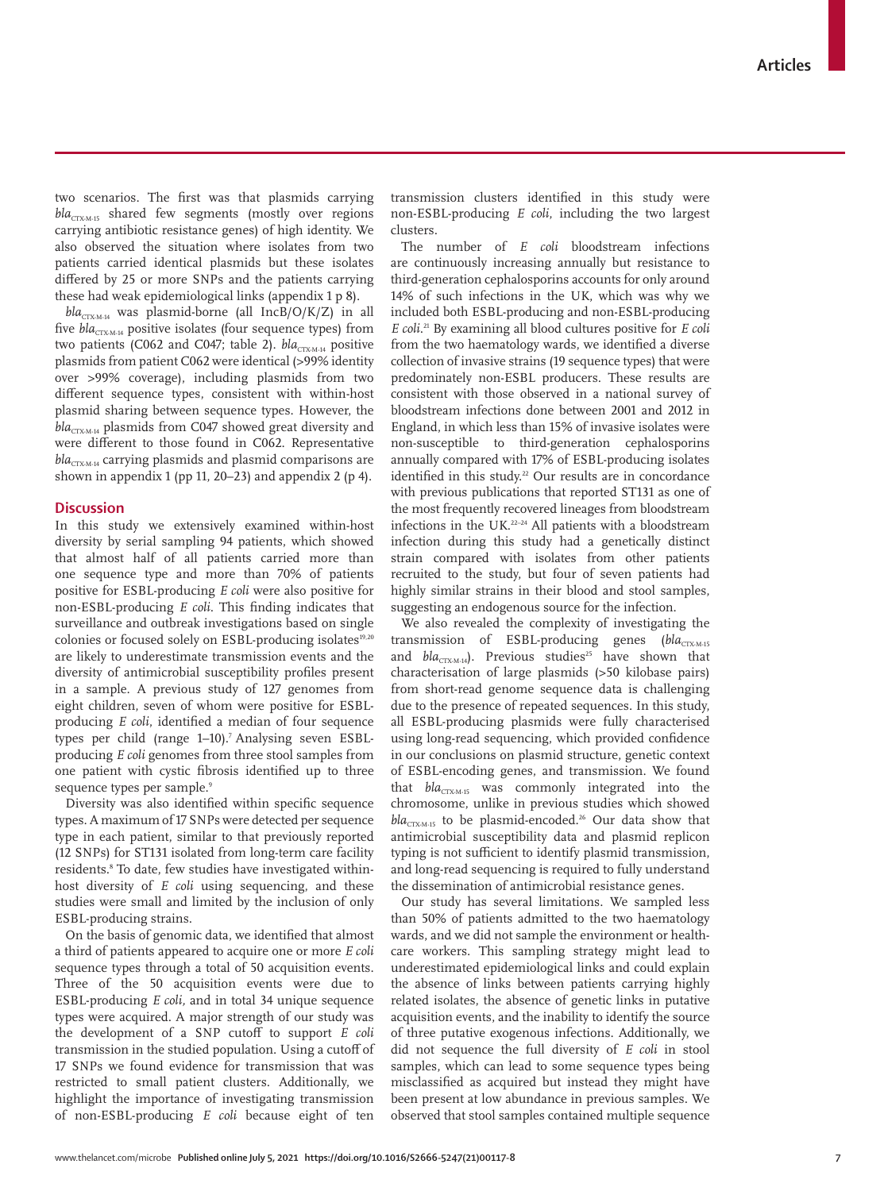two scenarios. The first was that plasmids carrying $bla_{CTX-M-15}$ shared few segments (mostly over regions carrying antibiotic resistance genes) of high identity. We also observed the situation where isolates from two patients carried identical plasmids but these isolates differed by 25 or more SNPs and the patients carrying these had weak epidemiological links (appendix 1 p 8).

$bla_{CTX-M-14}$ was plasmid-borne (all IncB/O/K/Z) in all five $bla_{CTX-M-14}$ positive isolates (four sequence types) from two patients (C062 and C047; table 2). $bla_{CTX-M-14}$ positive plasmids from patient C062 were identical (>99% identity over >99% coverage), including plasmids from two different sequence types, consistent with within-host plasmid sharing between sequence types. However, the $bla_{CTX-M-14}$ plasmids from C047 showed great diversity and were different to those found in C062. Representative $bla_{CTX-M-14}$ carrying plasmids and plasmid comparisons are shown in appendix 1 (pp 11, 20–23) and appendix 2 (p 4).

## Discussion

In this study we extensively examined within-host diversity by serial sampling 94 patients, which showed that almost half of all patients carried more than one sequence type and more than 70% of patients positive for ESBL-producing *E coli* were also positive for non-ESBL-producing *E coli*. This finding indicates that surveillance and outbreak investigations based on single colonies or focused solely on ESBL-producing isolates[19,20] are likely to underestimate transmission events and the diversity of antimicrobial susceptibility profiles present in a sample. A previous study of 127 genomes from eight children, seven of whom were positive for ESBL-producing *E coli*, identified a median of four sequence types per child (range 1–10).[7] Analysing seven ESBL-producing *E coli* genomes from three stool samples from one patient with cystic fibrosis identified up to three sequence types per sample.[9]

Diversity was also identified within specific sequence types. A maximum of 17 SNPs were detected per sequence type in each patient, similar to that previously reported (12 SNPs) for ST131 isolated from long-term care facility residents.[8] To date, few studies have investigated within-host diversity of *E coli* using sequencing, and these studies were small and limited by the inclusion of only ESBL-producing strains.

On the basis of genomic data, we identified that almost a third of patients appeared to acquire one or more *E coli* sequence types through a total of 50 acquisition events. Three of the 50 acquisition events were due to ESBL-producing *E coli*, and in total 34 unique sequence types were acquired. A major strength of our study was the development of a SNP cutoff to support *E coli* transmission in the studied population. Using a cutoff of 17 SNPs we found evidence for transmission that was restricted to small patient clusters. Additionally, we highlight the importance of investigating transmission of non-ESBL-producing *E coli* because eight of ten transmission clusters identified in this study were non-ESBL-producing *E coli*, including the two largest clusters.

The number of *E coli* bloodstream infections are continuously increasing annually but resistance to third-generation cephalosporins accounts for only around 14% of such infections in the UK, which was why we included both ESBL-producing and non-ESBL-producing *E coli*.[21] By examining all blood cultures positive for *E coli* from the two haematology wards, we identified a diverse collection of invasive strains (19 sequence types) that were predominately non-ESBL producers. These results are consistent with those observed in a national survey of bloodstream infections done between 2001 and 2012 in England, in which less than 15% of invasive isolates were non-susceptible to third-generation cephalosporins annually compared with 17% of ESBL-producing isolates identified in this study.[22] Our results are in concordance with previous publications that reported ST131 as one of the most frequently recovered lineages from bloodstream infections in the UK.[22–24] All patients with a bloodstream infection during this study had a genetically distinct strain compared with isolates from other patients recruited to the study, but four of seven patients had highly similar strains in their blood and stool samples, suggesting an endogenous source for the infection.

We also revealed the complexity of investigating the transmission of ESBL-producing genes ($bla_{CTX-M-15}$ and $bla_{CTX-M-14}$). Previous studies[25] have shown that characterisation of large plasmids (>50 kilobase pairs) from short-read genome sequence data is challenging due to the presence of repeated sequences. In this study, all ESBL-producing plasmids were fully characterised using long-read sequencing, which provided confidence in our conclusions on plasmid structure, genetic context of ESBL-encoding genes, and transmission. We found that $bla_{CTX-M-15}$ was commonly integrated into the chromosome, unlike in previous studies which showed $bla_{CTX-M-15}$ to be plasmid-encoded.[26] Our data show that antimicrobial susceptibility data and plasmid replicon typing is not sufficient to identify plasmid transmission, and long-read sequencing is required to fully understand the dissemination of antimicrobial resistance genes.

Our study has several limitations. We sampled less than 50% of patients admitted to the two haematology wards, and we did not sample the environment or health-care workers. This sampling strategy might lead to underestimated epidemiological links and could explain the absence of links between patients carrying highly related isolates, the absence of genetic links in putative acquisition events, and the inability to identify the source of three putative exogenous infections. Additionally, we did not sequence the full diversity of *E coli* in stool samples, which can lead to some sequence types being misclassified as acquired but instead they might have been present at low abundance in previous samples. We observed that stool samples contained multiple sequence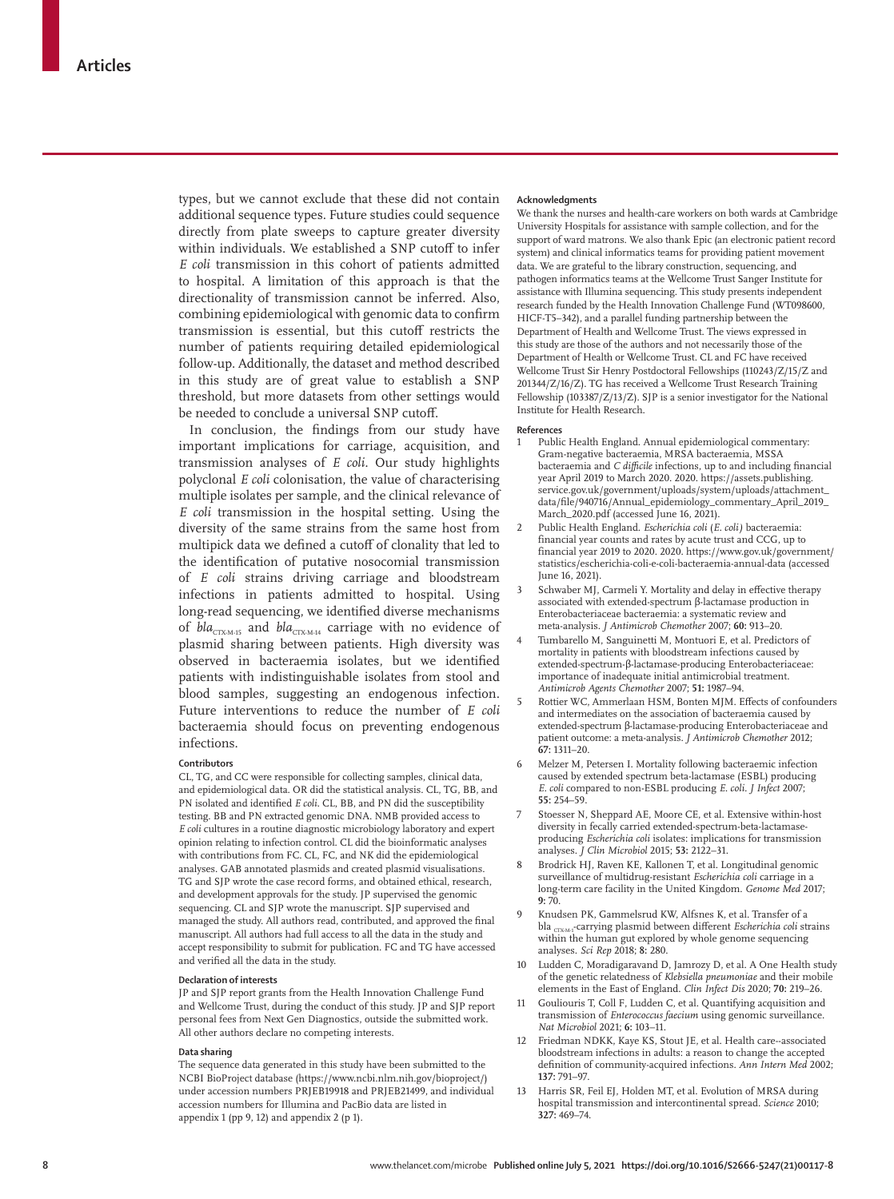types, but we cannot exclude that these did not contain additional sequence types. Future studies could sequence directly from plate sweeps to capture greater diversity within individuals. We established a SNP cutoff to infer *E coli* transmission in this cohort of patients admitted to hospital. A limitation of this approach is that the directionality of transmission cannot be inferred. Also, combining epidemiological with genomic data to confirm transmission is essential, but this cutoff restricts the number of patients requiring detailed epidemiological follow-up. Additionally, the dataset and method described in this study are of great value to establish a SNP threshold, but more datasets from other settings would be needed to conclude a universal SNP cutoff.

In conclusion, the findings from our study have important implications for carriage, acquisition, and transmission analyses of *E coli*. Our study highlights polyclonal *E coli* colonisation, the value of characterising multiple isolates per sample, and the clinical relevance of *E coli* transmission in the hospital setting. Using the diversity of the same strains from the same host from multipick data we defined a cutoff of clonality that led to the identification of putative nosocomial transmission of *E coli* strains driving carriage and bloodstream infections in patients admitted to hospital. Using long-read sequencing, we identified diverse mechanisms of $bla_{CTX\text{-}M\text{-}15}$ and $bla_{CTX\text{-}M\text{-}14}$ carriage with no evidence of plasmid sharing between patients. High diversity was observed in bacteraemia isolates, but we identified patients with indistinguishable isolates from stool and blood samples, suggesting an endogenous infection. Future interventions to reduce the number of *E coli* bacteraemia should focus on preventing endogenous infections.

### Contributors

CL, TG, and CC were responsible for collecting samples, clinical data, and epidemiological data. OR did the statistical analysis. CL, TG, BB, and PN isolated and identified *E coli*. CL, BB, and PN did the susceptibility testing. BB and PN extracted genomic DNA. NMB provided access to *E coli* cultures in a routine diagnostic microbiology laboratory and expert opinion relating to infection control. CL did the bioinformatic analyses with contributions from FC. CL, FC, and NK did the epidemiological analyses. GAB annotated plasmids and created plasmid visualisations. TG and SJP wrote the case record forms, and obtained ethical, research, and development approvals for the study. JP supervised the genomic sequencing. CL and SJP wrote the manuscript. SJP supervised and managed the study. All authors read, contributed, and approved the final manuscript. All authors had full access to all the data in the study and accept responsibility to submit for publication. FC and TG have accessed and verified all the data in the study.

### Declaration of interests

JP and SJP report grants from the Health Innovation Challenge Fund and Wellcome Trust, during the conduct of this study. JP and SJP report personal fees from Next Gen Diagnostics, outside the submitted work. All other authors declare no competing interests.

### Data sharing

The sequence data generated in this study have been submitted to the NCBI BioProject database (https://www.ncbi.nlm.nih.gov/bioproject/) under accession numbers PRJEB19918 and PRJEB21499, and individual accession numbers for Illumina and PacBio data are listed in appendix 1 (pp 9, 12) and appendix 2 (p 1).

### Acknowledgments

We thank the nurses and health-care workers on both wards at Cambridge University Hospitals for assistance with sample collection, and for the support of ward matrons. We also thank Epic (an electronic patient record system) and clinical informatics teams for providing patient movement data. We are grateful to the library construction, sequencing, and pathogen informatics teams at the Wellcome Trust Sanger Institute for assistance with Illumina sequencing. This study presents independent research funded by the Health Innovation Challenge Fund (WT098600, HICF-T5–342), and a parallel funding partnership between the Department of Health and Wellcome Trust. The views expressed in this study are those of the authors and not necessarily those of the Department of Health or Wellcome Trust. CL and FC have received Wellcome Trust Sir Henry Postdoctoral Fellowships (110243/Z/15/Z and 201344/Z/16/Z). TG has received a Wellcome Trust Research Training Fellowship (103387/Z/13/Z). SJP is a senior investigator for the National Institute for Health Research.

### References

1. Public Health England. Annual epidemiological commentary: Gram-negative bacteraemia, MRSA bacteraemia, MSSA bacteraemia and *C difficile* infections, up to and including financial year April 2019 to March 2020. 2020. https://assets.publishing.service.gov.uk/government/uploads/system/uploads/attachment_data/file/940716/Annual_epidemiology_commentary_April_2019_March_2020.pdf (accessed June 16, 2021).
2. Public Health England. *Escherichia coli* (*E. coli*) bacteraemia: financial year counts and rates by acute trust and CCG, up to financial year 2019 to 2020. 2020. https://www.gov.uk/government/statistics/escherichia-coli-e-coli-bacteraemia-annual-data (accessed June 16, 2021).
3. Schwaber MJ, Carmeli Y. Mortality and delay in effective therapy associated with extended-spectrum β-lactamase production in Enterobacteriaceae bacteraemia: a systematic review and meta-analysis. *J Antimicrob Chemother* 2007; **60:** 913–20.
4. Tumbarello M, Sanguinetti M, Montuori E, et al. Predictors of mortality in patients with bloodstream infections caused by extended-spectrum-β-lactamase-producing Enterobacteriaceae: importance of inadequate initial antimicrobial treatment. *Antimicrob Agents Chemother* 2007; **51:** 1987–94.
5. Rottier WC, Ammerlaan HSM, Bonten MJM. Effects of confounders and intermediates on the association of bacteraemia caused by extended-spectrum β-lactamase-producing Enterobacteriaceae and patient outcome: a meta-analysis. *J Antimicrob Chemother* 2012; **67:** 1311–20.
6. Melzer M, Petersen I. Mortality following bacteraemic infection caused by extended spectrum beta-lactamase (ESBL) producing *E. coli* compared to non-ESBL producing *E. coli*. *J Infect* 2007; **55:** 254–59.
7. Stoesser N, Sheppard AE, Moore CE, et al. Extensive within-host diversity in fecally carried extended-spectrum-beta-lactamase-producing *Escherichia coli* isolates: implications for transmission analyses. *J Clin Microbiol* 2015; **53:** 2122–31.
8. Brodrick HJ, Raven KE, Kallonen T, et al. Longitudinal genomic surveillance of multidrug-resistant *Escherichia coli* carriage in a long-term care facility in the United Kingdom. *Genome Med* 2017; **9:** 70.
9. Knudsen PK, Gammelsrud KW, Alfsnes K, et al. Transfer of a $bla_{CTX\text{-}M\text{-}1}$-carrying plasmid between different *Escherichia coli* strains within the human gut explored by whole genome sequencing analyses. *Sci Rep* 2018; **8:** 280.
10. Ludden C, Moradigaravand D, Jamrozy D, et al. A One Health study of the genetic relatedness of *Klebsiella pneumoniae* and their mobile elements in the East of England. *Clin Infect Dis* 2020; **70:** 219–26.
11. Gouliouris T, Coll F, Ludden C, et al. Quantifying acquisition and transmission of *Enterococcus faecium* using genomic surveillance. *Nat Microbiol* 2021; **6:** 103–11.
12. Friedman NDKK, Kaye KS, Stout JE, et al. Health care--associated bloodstream infections in adults: a reason to change the accepted definition of community-acquired infections. *Ann Intern Med* 2002; **137:** 791–97.
13. Harris SR, Feil EJ, Holden MT, et al. Evolution of MRSA during hospital transmission and intercontinental spread. *Science* 2010; **327:** 469–74.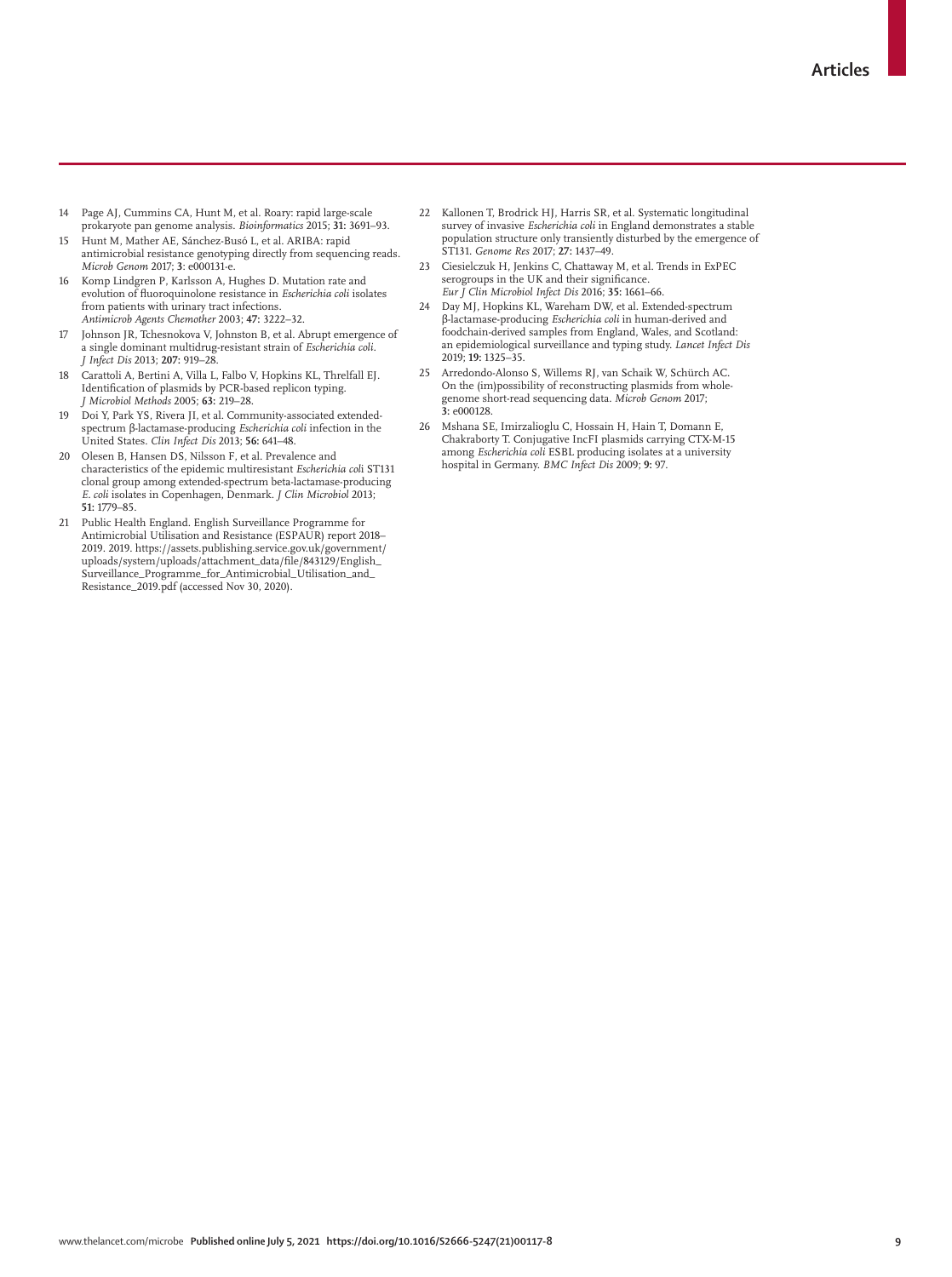14 Page AJ, Cummins CA, Hunt M, et al. Roary: rapid large-scale prokaryote pan genome analysis. *Bioinformatics* 2015; **31:** 3691–93.

15 Hunt M, Mather AE, Sánchez-Busó L, et al. ARIBA: rapid antimicrobial resistance genotyping directly from sequencing reads. *Microb Genom* 2017; **3**: e000131-e.

16 Komp Lindgren P, Karlsson A, Hughes D. Mutation rate and evolution of fluoroquinolone resistance in *Escherichia coli* isolates from patients with urinary tract infections. *Antimicrob Agents Chemother* 2003; **47:** 3222–32.

17 Johnson JR, Tchesnokova V, Johnston B, et al. Abrupt emergence of a single dominant multidrug-resistant strain of *Escherichia coli*. *J Infect Dis* 2013; **207:** 919–28.

18 Carattoli A, Bertini A, Villa L, Falbo V, Hopkins KL, Threlfall EJ. Identification of plasmids by PCR-based replicon typing. *J Microbiol Methods* 2005; **63:** 219–28.

19 Doi Y, Park YS, Rivera JI, et al. Community-associated extended-spectrum β-lactamase-producing *Escherichia coli* infection in the United States. *Clin Infect Dis* 2013; **56:** 641–48.

20 Olesen B, Hansen DS, Nilsson F, et al. Prevalence and characteristics of the epidemic multiresistant *Escherichia coli* ST131 clonal group among extended-spectrum beta-lactamase-producing *E. coli* isolates in Copenhagen, Denmark. *J Clin Microbiol* 2013; **51:** 1779–85.

21 Public Health England. English Surveillance Programme for Antimicrobial Utilisation and Resistance (ESPAUR) report 2018–2019. 2019. https://assets.publishing.service.gov.uk/government/uploads/system/uploads/attachment_data/file/843129/English_Surveillance_Programme_for_Antimicrobial_Utilisation_and_Resistance_2019.pdf (accessed Nov 30, 2020).

22 Kallonen T, Brodrick HJ, Harris SR, et al. Systematic longitudinal survey of invasive *Escherichia coli* in England demonstrates a stable population structure only transiently disturbed by the emergence of ST131. *Genome Res* 2017; **27:** 1437–49.

23 Ciesielczuk H, Jenkins C, Chattaway M, et al. Trends in ExPEC serogroups in the UK and their significance. *Eur J Clin Microbiol Infect Dis* 2016; **35:** 1661–66.

24 Day MJ, Hopkins KL, Wareham DW, et al. Extended-spectrum β-lactamase-producing *Escherichia coli* in human-derived and foodchain-derived samples from England, Wales, and Scotland: an epidemiological surveillance and typing study. *Lancet Infect Dis* 2019; **19:** 1325–35.

25 Arredondo-Alonso S, Willems RJ, van Schaik W, Schürch AC. On the (im)possibility of reconstructing plasmids from whole-genome short-read sequencing data. *Microb Genom* 2017; **3:** e000128.

26 Mshana SE, Imirzalioglu C, Hossain H, Hain T, Domann E, Chakraborty T. Conjugative IncFI plasmids carrying CTX-M-15 among *Escherichia coli* ESBL producing isolates at a university hospital in Germany. *BMC Infect Dis* 2009; **9:** 97.